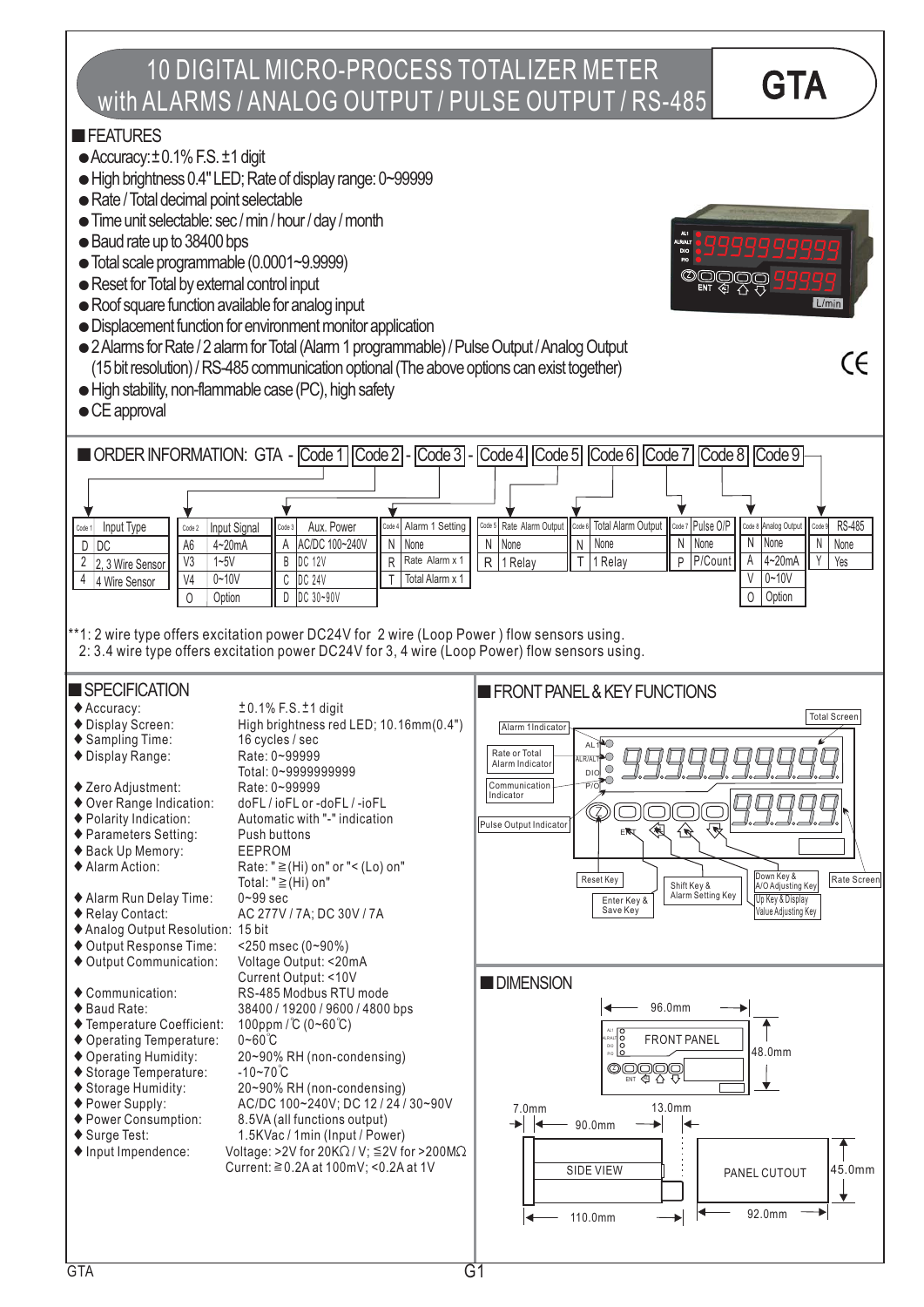# 10 DIGITAL MICRO-PROCESS TOTALIZER METER with ALARMS / ANALOG OUTPUT / PULSE OUTPUT / RS-485

**GTA**

## FEATURES

- Accuracy: ±0.1% F.S. ±1 digit
- High brightness 0.4" LED; Rate of display range: 0~99999
- Rate / Total decimal point selectable
- Time unit selectable: sec / min / hour / day / month
- Baud rate up to 38400 bps
- Total scale programmable (0.0001~9.9999)
- Reset for Total by external control input
- Roof square function available for analog input
- Displacement function for environment monitor application
- 2 Alarms for Rate / 2 alarm for Total (Alarm 1 programmable) / Pulse Output / Analog Output (15 bit resolution) / RS-485 communication optional (The above options can exist together)
- High stability, non-flammable case (PC), high safety
- CE approval

## ORDER INFORMATION: GTA - Code 1 Code 2 - Code 3 - Code 4 Code 5 Code 6 Code 7 Code 8 Code 9

| Code 1 | Input Type |
|---|---|
| D | DC |
| 2 | 2, 3 Wire Sensor |
| 4 | 4 Wire Sensor |

| Code 2 | Input Signal |
|---|---|
| A6 | 4~20mA |
| V3 | 1~5V |
| V4 | 0~10V |
| O | Option |

| Code 3 | Aux. Power |
|---|---|
| A | AC/DC 100~240V |
| B | DC 12V |
| C | DC 24V |
| D | DC 30~90V |

| Code 4 | Alarm 1 Setting |
|---|---|
| N | None |
| R | Rate Alarm x 1 |
| T | Total Alarm x 1 |

| Code 5 | Rate Alarm Output |
|---|---|
| N | None |
| R | 1 Relay |

| Code 6 | Total Alarm Output |
|---|---|
| N | None |
| T | 1 Relay |

| Code 7 | Pulse O/P |
|---|---|
| N | None |
| P | P/Count |

| Code 8 | Analog Output |
|---|---|
| N | None |
| A | 4~20mA |
| V | 0~10V |
| O | Option |

| Code 9 | RS-485 |
|---|---|
| N | None |
| Y | Yes |

**1: 2 wire type offers excitation power DC24V for 2 wire (Loop Power ) flow sensors using.
2: 3.4 wire type offers excitation power DC24V for 3, 4 wire (Loop Power) flow sensors using.

## SPECIFICATION

| | |
|---|---|
| ♦ Accuracy: | ±0.1% F.S. ±1 digit |
| ♦ Display Screen: | High brightness red LED; 10.16mm(0.4") |
| ♦ Sampling Time: | 16 cycles / sec |
| ♦ Display Range: | Rate: 0~99999<br>Total: 0~9999999999 |
| ♦ Zero Adjustment: | Rate: 0~99999 |
| ♦ Over Range Indication: | doFL / ioFL or -doFL / -ioFL |
| ♦ Polarity Indication: | Automatic with "-" indication |
| ♦ Parameters Setting: | Push buttons |
| ♦ Back Up Memory: | EEPROM |
| ♦ Alarm Action: | Rate: "≧(Hi) on" or "< (Lo) on"<br>Total: "≧(Hi) on" |
| ♦ Alarm Run Delay Time: | 0~99 sec |
| ♦ Relay Contact: | AC 277V / 7A; DC 30V / 7A |
| ♦ Analog Output Resolution: | 15 bit |
| ♦ Output Response Time: | <250 msec (0~90%) |
| ♦ Output Communication: | Voltage Output: <20mA<br>Current Output: <10V |
| ♦ Communication: | RS-485 Modbus RTU mode |
| ♦ Baud Rate: | 38400 / 19200 / 9600 / 4800 bps |
| ♦ Temperature Coefficient: | 100ppm / ℃ (0~60℃) |
| ♦ Operating Temperature: | 0~60℃ |
| ♦ Operating Humidity: | 20~90% RH (non-condensing) |
| ♦ Storage Temperature: | -10~70℃ |
| ♦ Storage Humidity: | 20~90% RH (non-condensing) |
| ♦ Power Supply: | AC/DC 100~240V; DC 12 / 24 / 30~90V |
| ♦ Power Consumption: | 8.5VA (all functions output) |
| ♦ Surge Test: | 1.5KVac / 1min (Input / Power) |
| ♦ Input Impendence: | Voltage: >2V for 20KΩ / V; ≦2V for >200MΩ<br>Current: ≧0.2A at 100mV; <0.2A at 1V |

## FRONT PANEL & KEY FUNCTIONS

Alarm 1 Indicator; Rate or Total Alarm Indicator; Communication Indicator; Pulse Output Indicator; Total Screen; Rate Screen; Reset Key; Enter Key & Save Key; Shift Key & Alarm Setting Key; Down Key & A/O Adjusting Key; Up Key & Display Value Adjusting Key

## DIMENSION

FRONT PANEL: 96.0mm × 48.0mm

SIDE VIEW: 7.0mm, 90.0mm, 13.0mm, 110.0mm

PANEL CUTOUT: 92.0mm × 45.0mm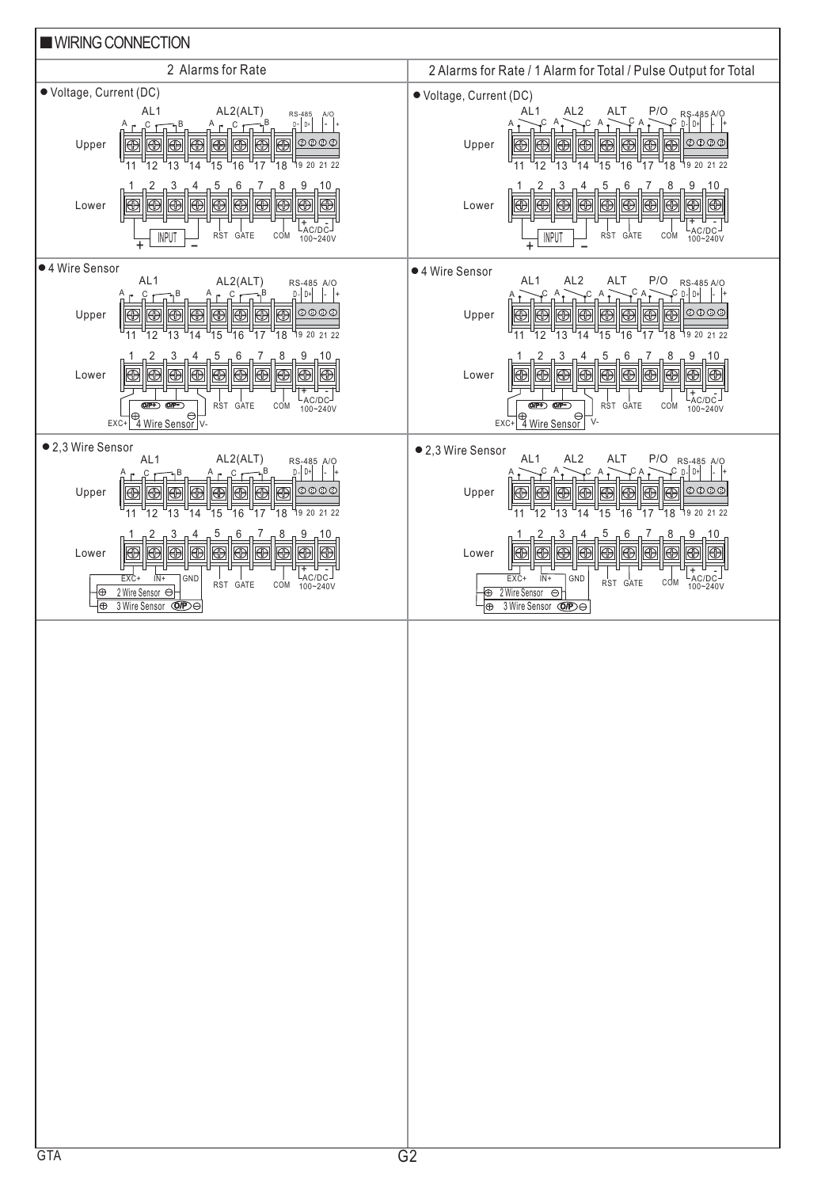## WIRING CONNECTION

### 2 Alarms for Rate

● Voltage, Current (DC)

AL1 AL2(ALT) RS-485 A/O

A C B A C B D- D+ - +

Upper 11 12 13 14 15 16 17 18 19 20 21 22

Lower 1 2 3 4 5 6 7 8 9 10

+ INPUT − RST GATE COM + AC/DC - 100~240V

● 4 Wire Sensor

AL1 AL2(ALT) RS-485 A/O

A C B A C B D- D+ - +

Upper 11 12 13 14 15 16 17 18 19 20 21 22

Lower 1 2 3 4 5 6 7 8 9 10

EXC+ ⊕ O/P+ O/P− 4 Wire Sensor ⊖ V- RST GATE COM + AC/DC - 100~240V

● 2,3 Wire Sensor

AL1 AL2(ALT) RS-485 A/O

A C B A C B D- D+ - +

Upper 11 12 13 14 15 16 17 18 19 20 21 22

Lower 1 2 3 4 5 6 7 8 9 10

EXC+ IN+ GND RST GATE COM + AC/DC - 100~240V

⊕ 2 Wire Sensor ⊖

⊕ 3 Wire Sensor O/P ⊖

### 2 Alarms for Rate / 1 Alarm for Total / Pulse Output for Total

● Voltage, Current (DC)

AL1 AL2 ALT P/O RS-485 A/O

A C A C A C A C D- D+ - +

Upper 11 12 13 14 15 16 17 18 19 20 21 22

Lower 1 2 3 4 5 6 7 8 9 10

+ INPUT − RST GATE COM + AC/DC - 100~240V

● 4 Wire Sensor

AL1 AL2 ALT P/O RS-485 A/O

A C A C A C A C D- D+ - +

Upper 11 12 13 14 15 16 17 18 19 20 21 22

Lower 1 2 3 4 5 6 7 8 9 10

EXC+ ⊕ O/P+ O/P− 4 Wire Sensor ⊖ V- RST GATE COM + AC/DC - 100~240V

● 2,3 Wire Sensor

AL1 AL2 ALT P/O RS-485 A/O

A C A C A C A C D- D+ - +

Upper 11 12 13 14 15 16 17 18 19 20 21 22

Lower 1 2 3 4 5 6 7 8 9 10

EXC+ IN+ GND RST GATE COM + AC/DC - 100~240V

⊕ 2 Wire Sensor ⊖

⊕ 3 Wire Sensor O/P ⊖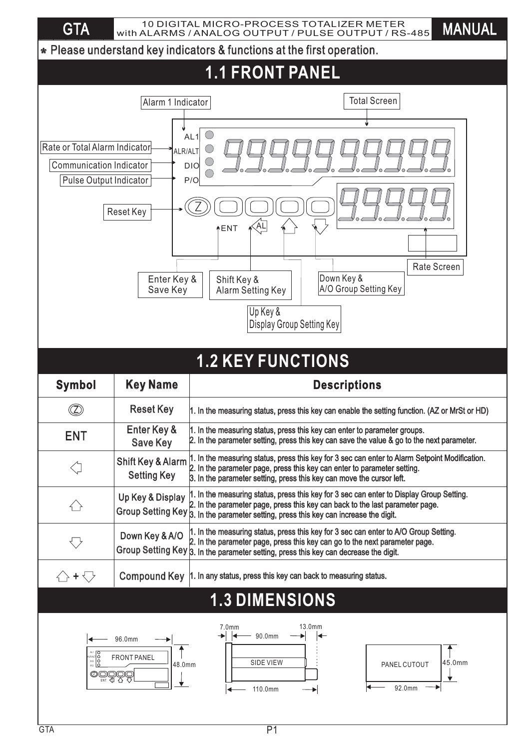**GTA** — 10 DIGITAL MICRO-PROCESS TOTALIZER METER with ALARMS / ANALOG OUTPUT / PULSE OUTPUT / RS-485 — **MANUAL**

* Please understand key indicators & functions at the first operation.

# 1.1 FRONT PANEL

Alarm 1 Indicator

Total Screen

Rate or Total Alarm Indicator

Communication Indicator

Pulse Output Indicator

Reset Key

AL1

ALR/ALT

DIO

P/O

9999999999

99999

ENT

AL

Rate Screen

Enter Key & Save Key

Shift Key & Alarm Setting Key

Down Key & A/O Group Setting Key

Up Key & Display Group Setting Key

# 1.2 KEY FUNCTIONS

| Symbol | Key Name | Descriptions |
|---|---|---|
| Ⓩ | Reset Key | 1. In the measuring status, press this key can enable the setting function. (AZ or MrSt or HD) |
| ENT | Enter Key & Save Key | 1. In the measuring status, press this key can enter to parameter groups.<br>2. In the parameter setting, press this key can save the value & go to the next parameter. |
| ◁ | Shift Key & Alarm Setting Key | 1. In the measuring status, press this key for 3 sec can enter to Alarm Setpoint Modification.<br>2. In the parameter page, press this key can enter to parameter setting.<br>3. In the parameter setting, press this key can move the cursor left. |
| △ | Up Key & Display Group Setting Key | 1. In the measuring status, press this key for 3 sec can enter to Display Group Setting.<br>2. In the parameter page, press this key can back to the last parameter page.<br>3. In the parameter setting, press this key can increase the digit. |
| ▽ | Down Key & A/O Group Setting Key | 1. In the measuring status, press this key for 3 sec can enter to A/O Group Setting.<br>2. In the parameter page, press this key can go to the next parameter page.<br>3. In the parameter setting, press this key can decrease the digit. |
| △ + ▽ | Compound Key | 1. In any status, press this key can back to measuring status. |

# 1.3 DIMENSIONS

FRONT PANEL: 96.0mm × 48.0mm

SIDE VIEW: 7.0mm, 90.0mm, 13.0mm, 110.0mm

PANEL CUTOUT: 92.0mm × 45.0mm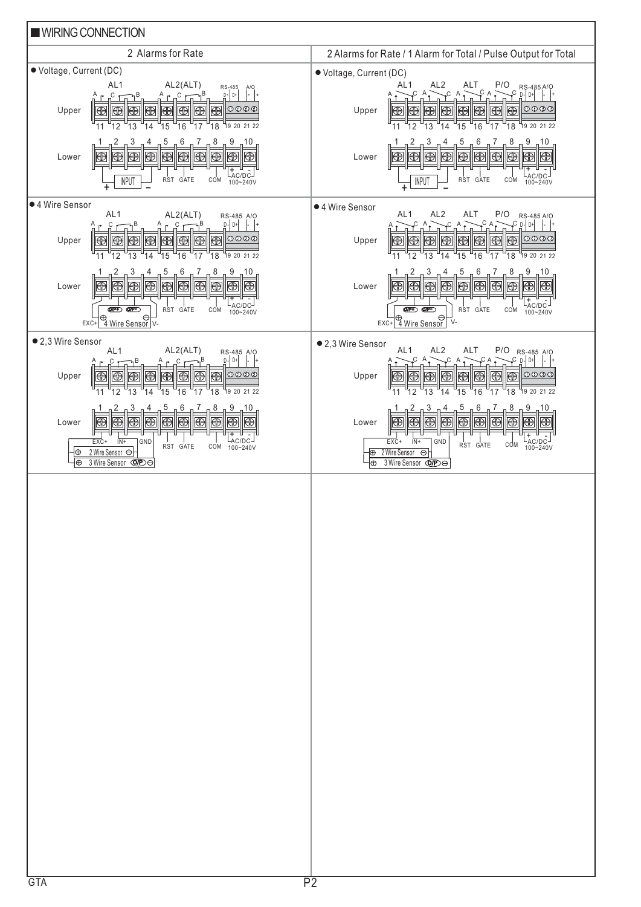## WIRING CONNECTION

### 2 Alarms for Rate

**● Voltage, Current (DC)**

Upper: AL1 (A, C, B) — 11, 12, 13; 14; AL2(ALT) (A, C, B) — 15, 16, 17; 18; RS-485 (D-, D+), A/O (-, +) — 19 20 21 22

Lower: 1, 2, 3, 4, 5, 6, 7, 8, 9, 10 — INPUT (+, −); RST; GATE; COM; AC/DC (+, -) 100~240V

**● 4 Wire Sensor**

Upper: AL1 (A, C, B) — 11, 12, 13; 14; AL2(ALT) (A, C, B) — 15, 16, 17; 18; RS-485 (D-, D+), A/O (-, +) — 19 20 21 22

Lower: 1, 2, 3, 4, 5, 6, 7, 8, 9, 10 — EXC+, O/P+, O/P−, V- (4 Wire Sensor); RST; GATE; COM; AC/DC (+, -) 100~240V

**● 2,3 Wire Sensor**

Upper: AL1 (A, C, B) — 11, 12, 13; 14; AL2(ALT) (A, C, B) — 15, 16, 17; 18; RS-485 (D-, D+), A/O (-, +) — 19 20 21 22

Lower: 1, 2, 3, 4, 5, 6, 7, 8, 9, 10 — EXC+, IN+, GND (2 Wire Sensor ⊕ ⊖; 3 Wire Sensor ⊕ O/P ⊖); RST; GATE; COM; AC/DC (+, -) 100~240V

### 2 Alarms for Rate / 1 Alarm for Total / Pulse Output for Total

**● Voltage, Current (DC)**

Upper: AL1 (A, C) — 11, 12; AL2 (A, C) — 13, 14; ALT (A, C) — 15, 16; P/O (A, C) — 17, 18; RS-485 (D-, D+), A/O (-, +) — 19 20 21 22

Lower: 1, 2, 3, 4, 5, 6, 7, 8, 9, 10 — INPUT (+, −); RST; GATE; COM; AC/DC (+, -) 100~240V

**● 4 Wire Sensor**

Upper: AL1 (A, C) — 11, 12; AL2 (A, C) — 13, 14; ALT (A, C) — 15, 16; P/O (A, C) — 17, 18; RS-485 (D-, D+), A/O (-, +) — 19 20 21 22

Lower: 1, 2, 3, 4, 5, 6, 7, 8, 9, 10 — EXC+, O/P+, O/P−, V- (4 Wire Sensor); RST; GATE; COM; AC/DC (+, -) 100~240V

**● 2,3 Wire Sensor**

Upper: AL1 (A, C) — 11, 12; AL2 (A, C) — 13, 14; ALT (A, C) — 15, 16; P/O (A, C) — 17, 18; RS-485 (D-, D+), A/O (-, +) — 19 20 21 22

Lower: 1, 2, 3, 4, 5, 6, 7, 8, 9, 10 — EXC+, IN+, GND (2 Wire Sensor ⊕ ⊖; 3 Wire Sensor ⊕ O/P ⊖); RST; GATE; COM; AC/DC (+, -) 100~240V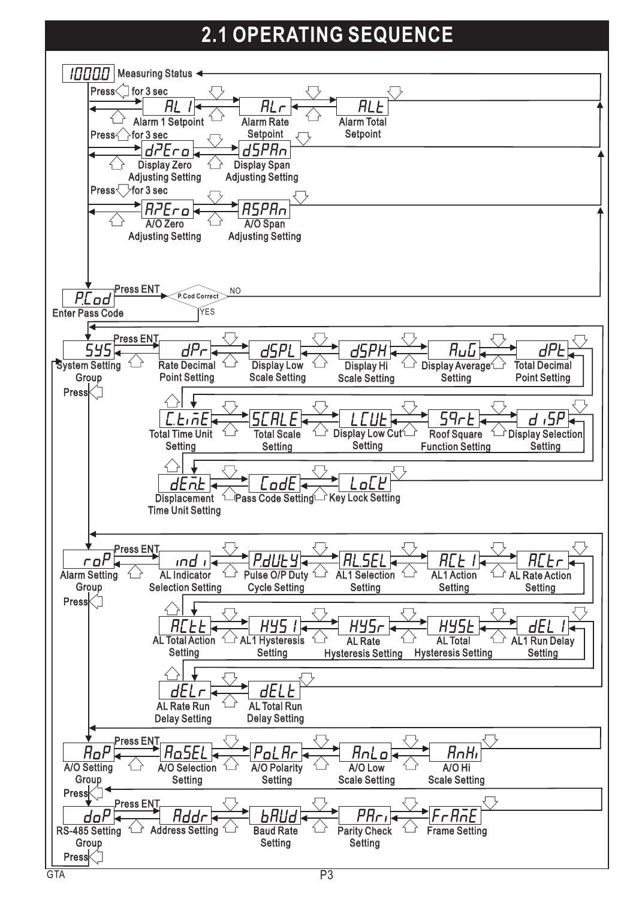# 2.1 OPERATING SEQUENCE

**1000.0** Measuring Status

Press ◁ for 3 sec:

- **AL 1** — Alarm 1 Setpoint
- **ALr** — Alarm Rate Setpoint
- **ALt** — Alarm Total Setpoint

Press △ for 3 sec:

- **dPEro** — Display Zero Adjusting Setting
- **dSPAn** — Display Span Adjusting Setting

Press ▽ for 3 sec:

- **APEro** — A/O Zero Adjusting Setting
- **ASPAn** — A/O Span Adjusting Setting

**P.Cod** — Enter Pass Code

Press ENT → P.Cod Correct? NO → Measuring Status; YES → System Setting Group

**SYS** — System Setting Group (Press ENT)

- **dPr** — Rate Decimal Point Setting
- **dSPL** — Display Low Scale Setting
- **dSPH** — Display Hi Scale Setting
- **AuG** — Display Average Setting
- **dPt** — Total Decimal Point Setting
- **C.tinE** — Total Time Unit Setting
- **SCALE** — Total Scale Setting
- **LCUt** — Display Low Cut Setting
- **SQrt** — Roof Square Function Setting
- **dISP** — Display Selection Setting
- **dEn.t** — Displacement Time Unit Setting
- **CodE** — Pass Code Setting
- **LoCK** — Key Lock Setting

Press ◁

**roP** — Alarm Setting Group (Press ENT)

- **indI** — AL Indicator Selection Setting
- **P.dUtY** — Pulse O/P Duty Cycle Setting
- **AL.SEL** — AL1 Selection Setting
- **ACt 1** — AL1 Action Setting
- **ACtr** — AL Rate Action Setting
- **ACtt** — AL Total Action Setting
- **HYS 1** — AL1 Hysteresis Setting
- **HYSr** — AL Rate Hysteresis Setting
- **HYSt** — AL Total Hysteresis Setting
- **dEL 1** — AL1 Run Delay Setting
- **dELr** — AL Rate Run Delay Setting
- **dELt** — AL Total Run Delay Setting

Press ◁

**AoP** — A/O Setting Group (Press ENT)

- **Ao.SEL** — A/O Selection Setting
- **PoLAr** — A/O Polarity Setting
- **AnLo** — A/O Low Scale Setting
- **AnHi** — A/O Hi Scale Setting

Press ◁

**doP** — RS-485 Setting Group (Press ENT)

- **Addr** — Address Setting
- **bAUd** — Baud Rate Setting
- **PArI** — Parity Check Setting
- **FrAnE** — Frame Setting

Press ◁

GTA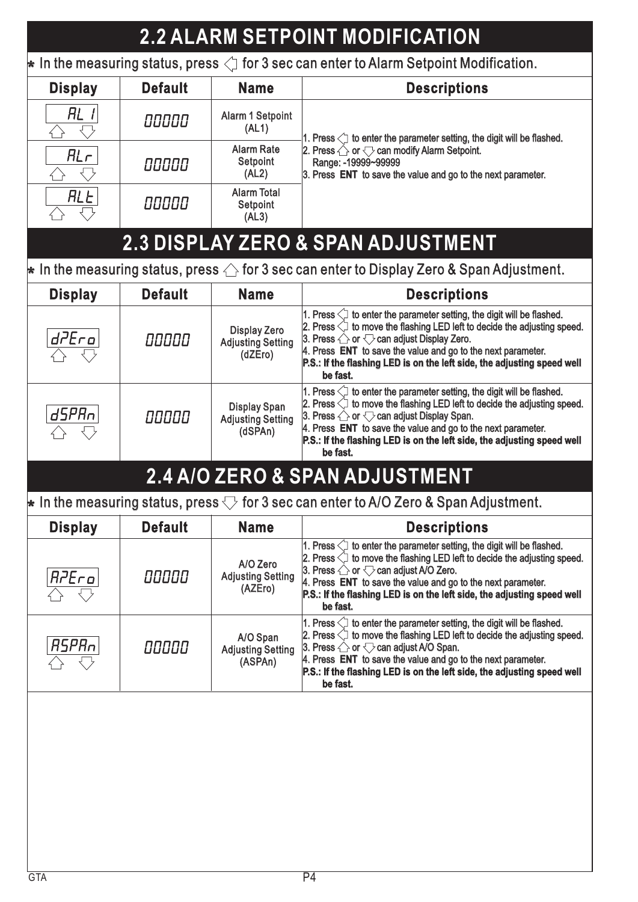## 2.2 ALARM SETPOINT MODIFICATION

* In the measuring status, press ◁ for 3 sec can enter to Alarm Setpoint Modification.

| Display | Default | Name | Descriptions |
|---|---|---|---|
| AL 1 △ ▽ | 00000 | Alarm 1 Setpoint (AL1) | 1. Press ◁ to enter the parameter setting, the digit will be flashed.<br>2. Press △ or ▽ can modify Alarm Setpoint.<br>Range: -19999~99999<br>3. Press **ENT** to save the value and go to the next parameter. |
| ALr △ ▽ | 00000 | Alarm Rate Setpoint (AL2) | |
| ALt △ ▽ | 00000 | Alarm Total Setpoint (AL3) | |

## 2.3 DISPLAY ZERO & SPAN ADJUSTMENT

* In the measuring status, press △ for 3 sec can enter to Display Zero & Span Adjustment.

| Display | Default | Name | Descriptions |
|---|---|---|---|
| dZEro △ ▽ | 00000 | Display Zero Adjusting Setting (dZEro) | 1. Press ◁ to enter the parameter setting, the digit will be flashed.<br>2. Press ◁ to move the flashing LED left to decide the adjusting speed.<br>3. Press △ or ▽ can adjust Display Zero.<br>4. Press **ENT** to save the value and go to the next parameter.<br>**P.S.: If the flashing LED is on the left side, the adjusting speed well be fast.** |
| dSPAn △ ▽ | 00000 | Display Span Adjusting Setting (dSPAn) | 1. Press ◁ to enter the parameter setting, the digit will be flashed.<br>2. Press ◁ to move the flashing LED left to decide the adjusting speed.<br>3. Press △ or ▽ can adjust Display Span.<br>4. Press **ENT** to save the value and go to the next parameter.<br>**P.S.: If the flashing LED is on the left side, the adjusting speed well be fast.** |

## 2.4 A/O ZERO & SPAN ADJUSTMENT

* In the measuring status, press ▽ for 3 sec can enter to A/O Zero & Span Adjustment.

| Display | Default | Name | Descriptions |
|---|---|---|---|
| AZEro △ ▽ | 00000 | A/O Zero Adjusting Setting (AZEro) | 1. Press ◁ to enter the parameter setting, the digit will be flashed.<br>2. Press ◁ to move the flashing LED left to decide the adjusting speed.<br>3. Press △ or ▽ can adjust A/O Zero.<br>4. Press **ENT** to save the value and go to the next parameter.<br>**P.S.: If the flashing LED is on the left side, the adjusting speed well be fast.** |
| ASPAn △ ▽ | 00000 | A/O Span Adjusting Setting (ASPAn) | 1. Press ◁ to enter the parameter setting, the digit will be flashed.<br>2. Press ◁ to move the flashing LED left to decide the adjusting speed.<br>3. Press △ or ▽ can adjust A/O Span.<br>4. Press **ENT** to save the value and go to the next parameter.<br>**P.S.: If the flashing LED is on the left side, the adjusting speed well be fast.** |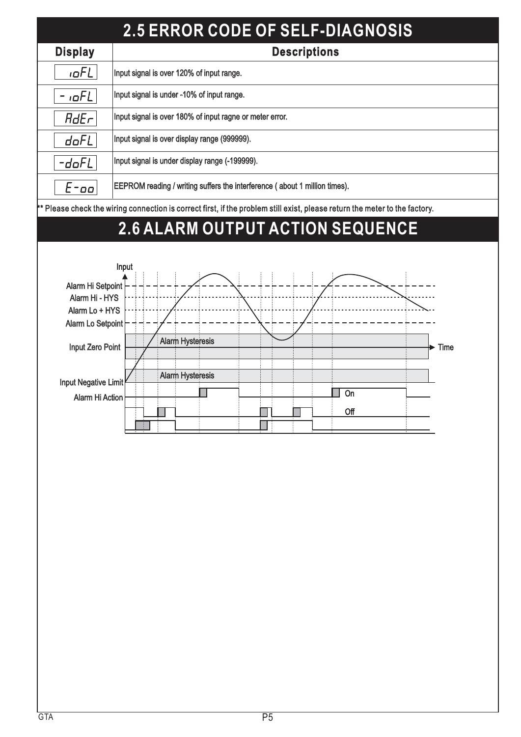## 2.5 ERROR CODE OF SELF-DIAGNOSIS

| Display | Descriptions |
|---|---|
| ioFL | Input signal is over 120% of input range. |
| - ioFL | Input signal is under -10% of input range. |
| AdEr | Input signal is over 180% of input ragne or meter error. |
| doFL | Input signal is over display range (999999). |
| -doFL | Input signal is under display range (-199999). |
| E-oo | EEPROM reading / writing suffers the interference ( about 1 million times). |

** Please check the wiring connection is correct first, if the problem still exist, please return the meter to the factory.

## 2.6 ALARM OUTPUT ACTION SEQUENCE

Input

Alarm Hi Setpoint

Alarm Hi - HYS

Alarm Lo + HYS

Alarm Lo Setpoint

Alarm Hysteresis

Input Zero Point

Time

Alarm Hysteresis

Input Negative Limit

Alarm Hi Action

On

Off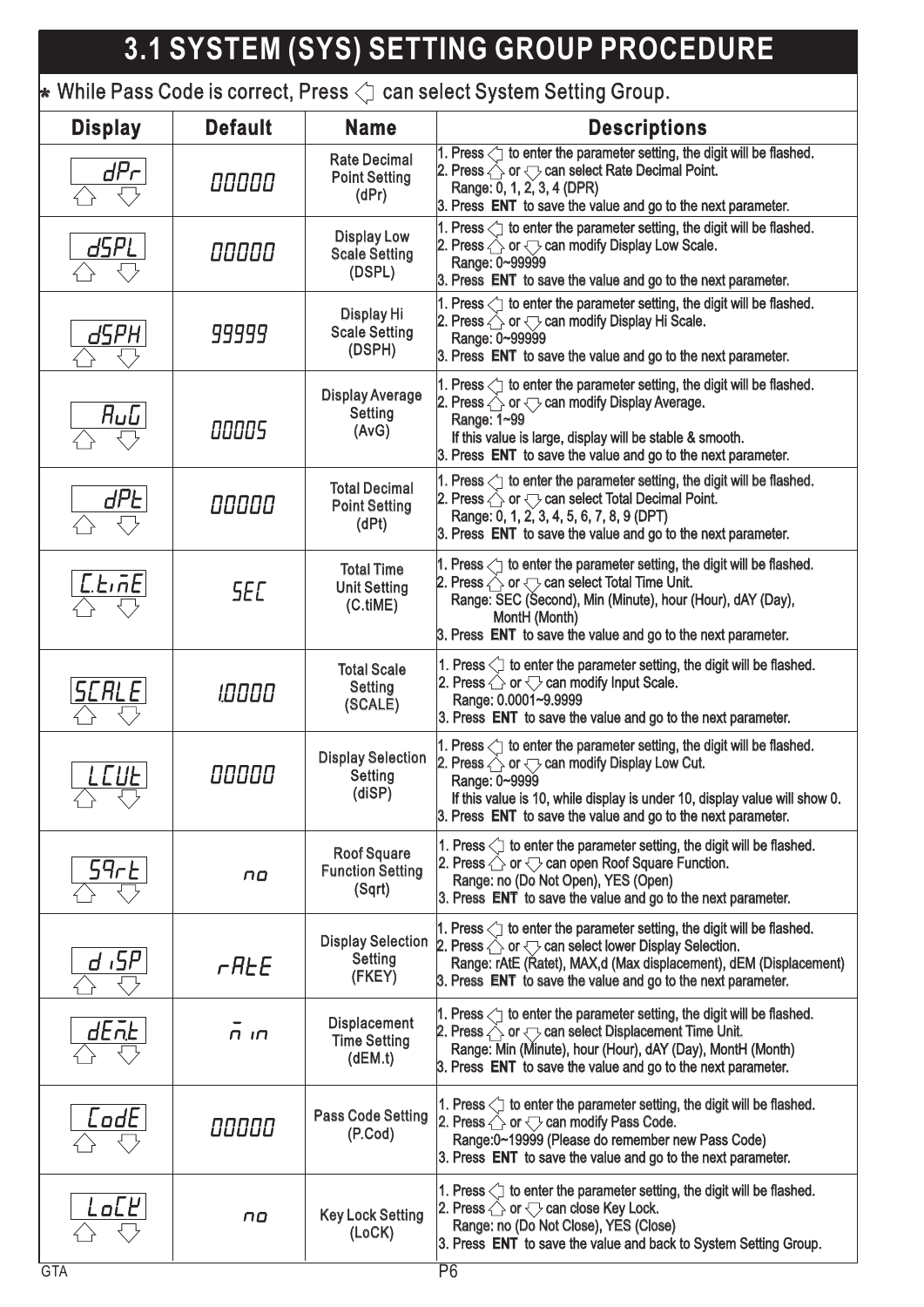# 3.1 SYSTEM (SYS) SETTING GROUP PROCEDURE

* While Pass Code is correct, Press ◁ can select System Setting Group.

| Display | Default | Name | Descriptions |
|---|---|---|---|
| dPr ⇧ ⇩ | 00000 | Rate Decimal Point Setting (dPr) | 1. Press ◁ to enter the parameter setting, the digit will be flashed.<br>2. Press ⇧ or ⇩ can select Rate Decimal Point.<br>Range: 0, 1, 2, 3, 4 (DPR)<br>3. Press **ENT** to save the value and go to the next parameter. |
| dSPL ⇧ ⇩ | 00000 | Display Low Scale Setting (DSPL) | 1. Press ◁ to enter the parameter setting, the digit will be flashed.<br>2. Press ⇧ or ⇩ can modify Display Low Scale.<br>Range: 0~99999<br>3. Press **ENT** to save the value and go to the next parameter. |
| dSPH ⇧ ⇩ | 99999 | Display Hi Scale Setting (DSPH) | 1. Press ◁ to enter the parameter setting, the digit will be flashed.<br>2. Press ⇧ or ⇩ can modify Display Hi Scale.<br>Range: 0~99999<br>3. Press **ENT** to save the value and go to the next parameter. |
| AuG ⇧ ⇩ | 00005 | Display Average Setting (AvG) | 1. Press ◁ to enter the parameter setting, the digit will be flashed.<br>2. Press ⇧ or ⇩ can modify Display Average.<br>Range: 1~99<br>If this value is large, display will be stable & smooth.<br>3. Press **ENT** to save the value and go to the next parameter. |
| dPt ⇧ ⇩ | 00000 | Total Decimal Point Setting (dPt) | 1. Press ◁ to enter the parameter setting, the digit will be flashed.<br>2. Press ⇧ or ⇩ can select Total Decimal Point.<br>Range: 0, 1, 2, 3, 4, 5, 6, 7, 8, 9 (DPT)<br>3. Press **ENT** to save the value and go to the next parameter. |
| C.tiME ⇧ ⇩ | SEC | Total Time Unit Setting (C.tiME) | 1. Press ◁ to enter the parameter setting, the digit will be flashed.<br>2. Press ⇧ or ⇩ can select Total Time Unit.<br>Range: SEC (Second), Min (Minute), hour (Hour), dAY (Day), MontH (Month)<br>3. Press **ENT** to save the value and go to the next parameter. |
| SCALE ⇧ ⇩ | 1.0000 | Total Scale Setting (SCALE) | 1. Press ◁ to enter the parameter setting, the digit will be flashed.<br>2. Press ⇧ or ⇩ can modify Input Scale.<br>Range: 0.0001~9.9999<br>3. Press **ENT** to save the value and go to the next parameter. |
| LCUt ⇧ ⇩ | 00000 | Display Selection Setting (diSP) | 1. Press ◁ to enter the parameter setting, the digit will be flashed.<br>2. Press ⇧ or ⇩ can modify Display Low Cut.<br>Range: 0~9999<br>If this value is 10, while display is under 10, display value will show 0.<br>3. Press **ENT** to save the value and go to the next parameter. |
| SqrT ⇧ ⇩ | no | Roof Square Function Setting (Sqrt) | 1. Press ◁ to enter the parameter setting, the digit will be flashed.<br>2. Press ⇧ or ⇩ can open Roof Square Function.<br>Range: no (Do Not Open), YES (Open)<br>3. Press **ENT** to save the value and go to the next parameter. |
| diSP ⇧ ⇩ | rAtE | Display Selection Setting (FKEY) | 1. Press ◁ to enter the parameter setting, the digit will be flashed.<br>2. Press ⇧ or ⇩ can select lower Display Selection.<br>Range: rAtE (Ratet), MAX,d (Max displacement), dEM (Displacement)<br>3. Press **ENT** to save the value and go to the next parameter. |
| dEM.t ⇧ ⇩ | Min | Displacement Time Setting (dEM.t) | 1. Press ◁ to enter the parameter setting, the digit will be flashed.<br>2. Press ⇧ or ⇩ can select Displacement Time Unit.<br>Range: Min (Minute), hour (Hour), dAY (Day), MontH (Month)<br>3. Press **ENT** to save the value and go to the next parameter. |
| CodE ⇧ ⇩ | 00000 | Pass Code Setting (P.Cod) | 1. Press ◁ to enter the parameter setting, the digit will be flashed.<br>2. Press ⇧ or ⇩ can modify Pass Code.<br>Range:0~19999 (Please do remember new Pass Code)<br>3. Press **ENT** to save the value and go to the next parameter. |
| LoCK ⇧ ⇩ | no | Key Lock Setting (LoCK) | 1. Press ◁ to enter the parameter setting, the digit will be flashed.<br>2. Press ⇧ or ⇩ can close Key Lock.<br>Range: no (Do Not Close), YES (Close)<br>3. Press **ENT** to save the value and back to System Setting Group. |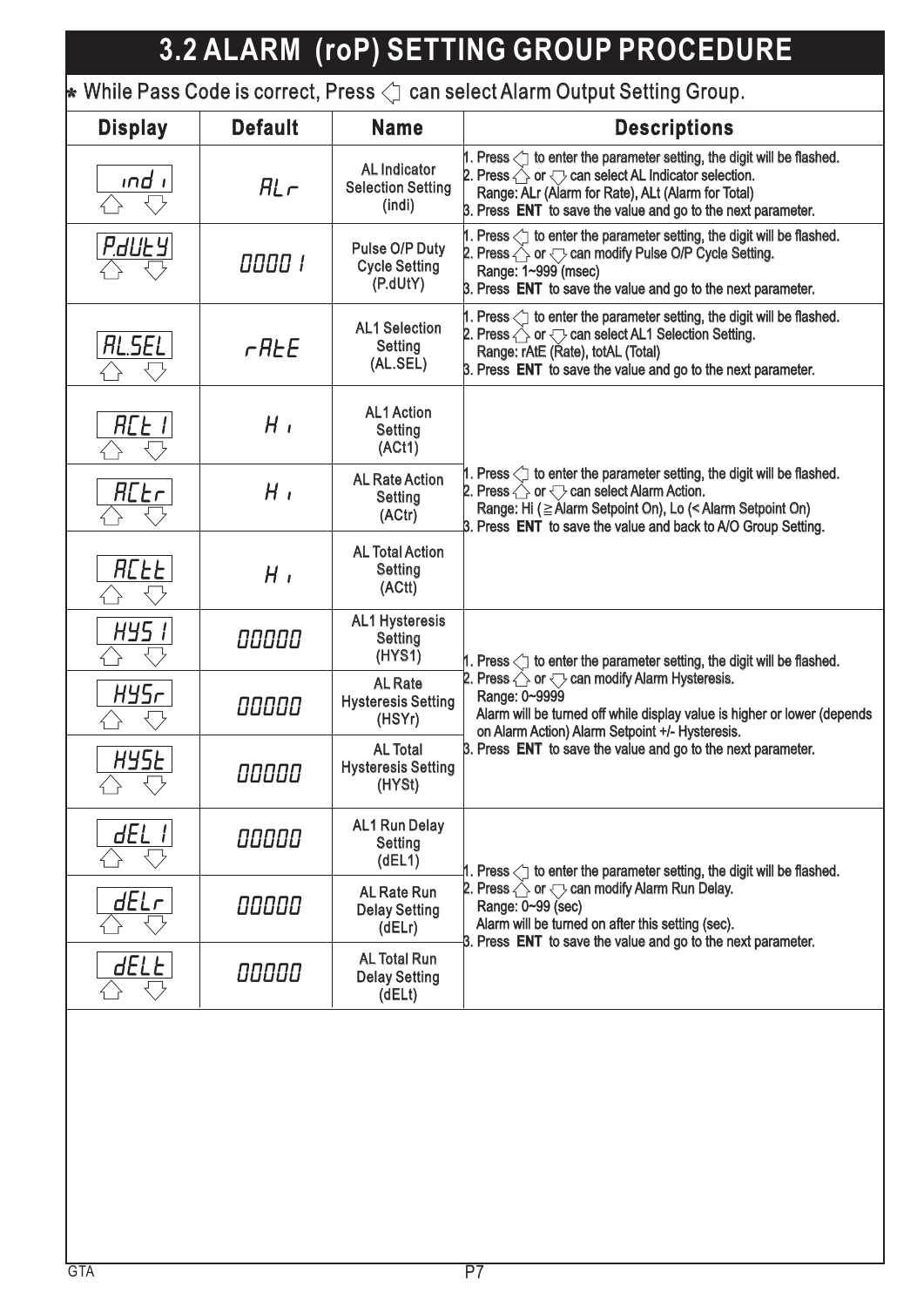# 3.2 ALARM (roP) SETTING GROUP PROCEDURE

* While Pass Code is correct, Press ◁ can select Alarm Output Setting Group.

| Display | Default | Name | Descriptions |
|---|---|---|---|
| ind i | ALr | AL Indicator Selection Setting (indi) | 1. Press ◁ to enter the parameter setting, the digit will be flashed.<br>2. Press △ or ▽ can select AL Indicator selection.<br>Range: ALr (Alarm for Rate), ALt (Alarm for Total)<br>3. Press **ENT** to save the value and go to the next parameter. |
| P.dUtY | 00001 | Pulse O/P Duty Cycle Setting (P.dUtY) | 1. Press ◁ to enter the parameter setting, the digit will be flashed.<br>2. Press △ or ▽ can modify Pulse O/P Cycle Setting.<br>Range: 1~999 (msec)<br>3. Press **ENT** to save the value and go to the next parameter. |
| AL.SEL | rAtE | AL1 Selection Setting (AL.SEL) | 1. Press ◁ to enter the parameter setting, the digit will be flashed.<br>2. Press △ or ▽ can select AL1 Selection Setting.<br>Range: rAtE (Rate), totAL (Total)<br>3. Press **ENT** to save the value and go to the next parameter. |
| ACt 1 | Hi | AL1 Action Setting (ACt1) | 1. Press ◁ to enter the parameter setting, the digit will be flashed.<br>2. Press △ or ▽ can select Alarm Action.<br>Range: Hi (≥ Alarm Setpoint On), Lo (< Alarm Setpoint On)<br>3. Press **ENT** to save the value and back to A/O Group Setting. |
| ACtr | Hi | AL Rate Action Setting (ACtr) | |
| ACtt | Hi | AL Total Action Setting (ACtt) | |
| HYS 1 | 00000 | AL1 Hysteresis Setting (HYS1) | 1. Press ◁ to enter the parameter setting, the digit will be flashed.<br>2. Press △ or ▽ can modify Alarm Hysteresis.<br>Range: 0~9999<br>Alarm will be turned off while display value is higher or lower (depends on Alarm Action) Alarm Setpoint +/- Hysteresis.<br>3. Press **ENT** to save the value and go to the next parameter. |
| HYSr | 00000 | AL Rate Hysteresis Setting (HSYr) | |
| HYSt | 00000 | AL Total Hysteresis Setting (HYSt) | |
| dEL 1 | 00000 | AL1 Run Delay Setting (dEL1) | 1. Press ◁ to enter the parameter setting, the digit will be flashed.<br>2. Press △ or ▽ can modify Alarm Run Delay.<br>Range: 0~99 (sec)<br>Alarm will be turned on after this setting (sec).<br>3. Press **ENT** to save the value and go to the next parameter. |
| dELr | 00000 | AL Rate Run Delay Setting (dELr) | |
| dELt | 00000 | AL Total Run Delay Setting (dELt) | |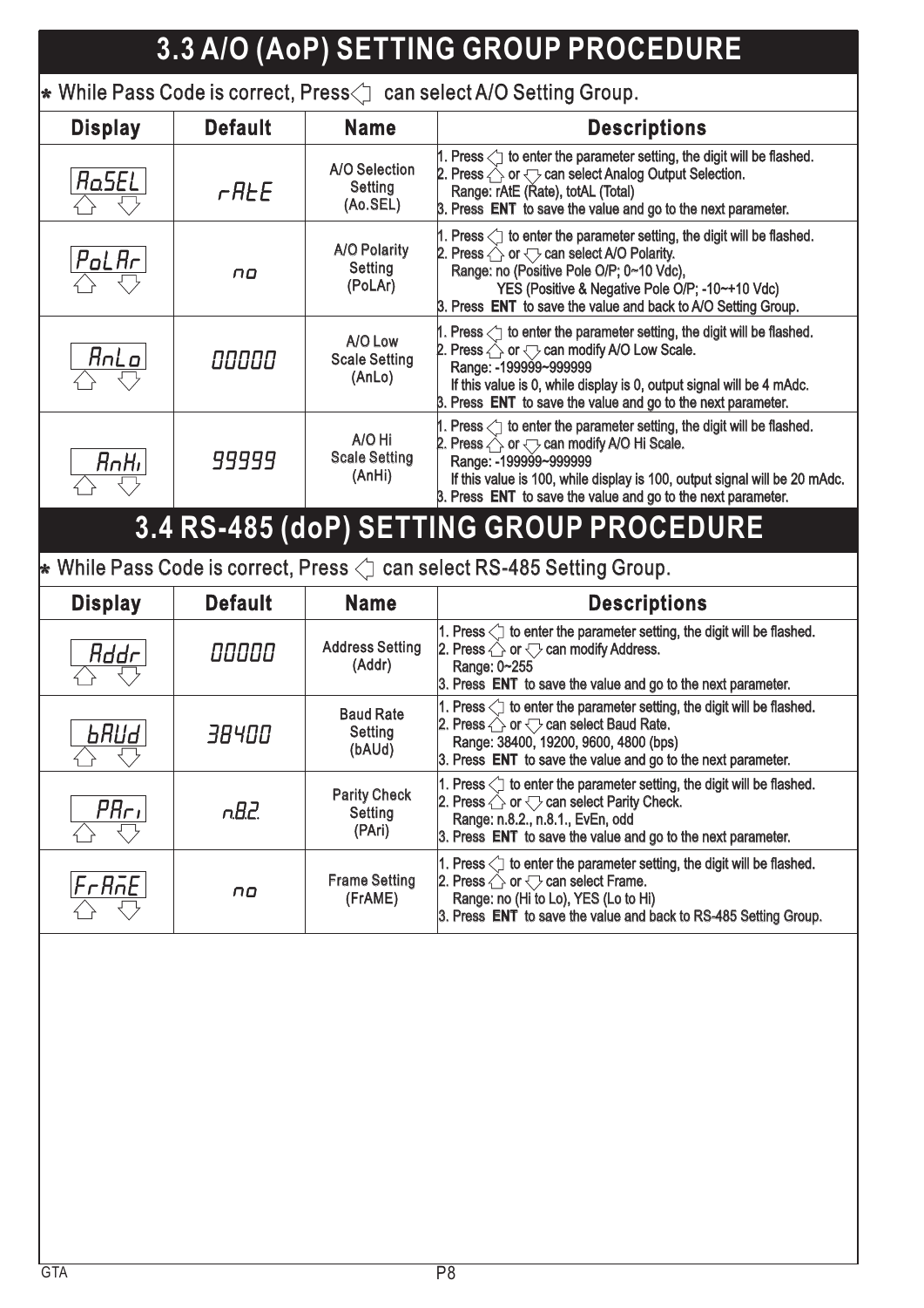# 3.3 A/O (AoP) SETTING GROUP PROCEDURE

* While Pass Code is correct, Press ◁ can select A/O Setting Group.

| Display | Default | Name | Descriptions |
|---|---|---|---|
| AoSEL ⇧ ⇩ | rAtE | A/O Selection Setting (Ao.SEL) | 1. Press ◁ to enter the parameter setting, the digit will be flashed.<br>2. Press ⇧ or ⇩ can select Analog Output Selection.<br>Range: rAtE (Rate), totAL (Total)<br>3. Press **ENT** to save the value and go to the next parameter. |
| PoLAr ⇧ ⇩ | no | A/O Polarity Setting (PoLAr) | 1. Press ◁ to enter the parameter setting, the digit will be flashed.<br>2. Press ⇧ or ⇩ can select A/O Polarity.<br>Range: no (Positive Pole O/P; 0~10 Vdc),<br>YES (Positive & Negative Pole O/P; -10~+10 Vdc)<br>3. Press **ENT** to save the value and back to A/O Setting Group. |
| AnLo ⇧ ⇩ | 00000 | A/O Low Scale Setting (AnLo) | 1. Press ◁ to enter the parameter setting, the digit will be flashed.<br>2. Press ⇧ or ⇩ can modify A/O Low Scale.<br>Range: -199999~999999<br>If this value is 0, while display is 0, output signal will be 4 mAdc.<br>3. Press **ENT** to save the value and go to the next parameter. |
| AnHi ⇧ ⇩ | 99999 | A/O Hi Scale Setting (AnHi) | 1. Press ◁ to enter the parameter setting, the digit will be flashed.<br>2. Press ⇧ or ⇩ can modify A/O Hi Scale.<br>Range: -199999~999999<br>If this value is 100, while display is 100, output signal will be 20 mAdc.<br>3. Press **ENT** to save the value and go to the next parameter. |

# 3.4 RS-485 (doP) SETTING GROUP PROCEDURE

* While Pass Code is correct, Press ◁ can select RS-485 Setting Group.

| Display | Default | Name | Descriptions |
|---|---|---|---|
| Addr ⇧ ⇩ | 00000 | Address Setting (Addr) | 1. Press ◁ to enter the parameter setting, the digit will be flashed.<br>2. Press ⇧ or ⇩ can modify Address.<br>Range: 0~255<br>3. Press **ENT** to save the value and go to the next parameter. |
| bAUd ⇧ ⇩ | 38400 | Baud Rate Setting (bAUd) | 1. Press ◁ to enter the parameter setting, the digit will be flashed.<br>2. Press ⇧ or ⇩ can select Baud Rate.<br>Range: 38400, 19200, 9600, 4800 (bps)<br>3. Press **ENT** to save the value and go to the next parameter. |
| PAri ⇧ ⇩ | n.8.2. | Parity Check Setting (PAri) | 1. Press ◁ to enter the parameter setting, the digit will be flashed.<br>2. Press ⇧ or ⇩ can select Parity Check.<br>Range: n.8.2., n.8.1., EvEn, odd<br>3. Press **ENT** to save the value and go to the next parameter. |
| FrAmE ⇧ ⇩ | no | Frame Setting (FrAME) | 1. Press ◁ to enter the parameter setting, the digit will be flashed.<br>2. Press ⇧ or ⇩ can select Frame.<br>Range: no (Hi to Lo), YES (Lo to Hi)<br>3. Press **ENT** to save the value and back to RS-485 Setting Group. |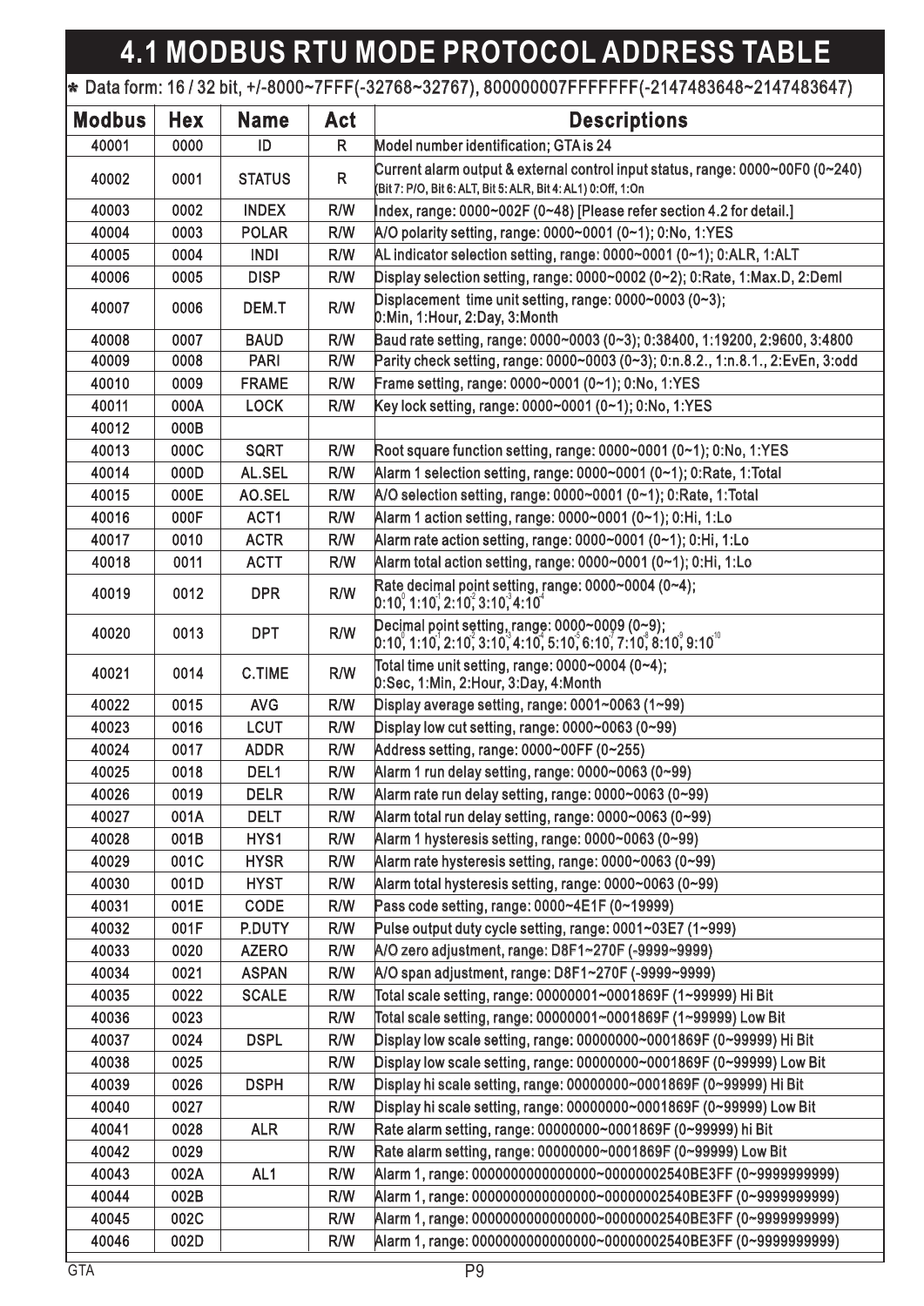# 4.1 MODBUS RTU MODE PROTOCOL ADDRESS TABLE

* Data form: 16 / 32 bit, +/-8000~7FFF(-32768~32767), 800000007FFFFFFF(-2147483648~2147483647)

| Modbus | Hex | Name | Act | Descriptions |
|---|---|---|---|---|
| 40001 | 0000 | ID | R | Model number identification; GTA is 24 |
| 40002 | 0001 | STATUS | R | Current alarm output & external control input status, range: 0000~00F0 (0~240) (Bit 7: P/O, Bit 6: ALT, Bit 5: ALR, Bit 4: AL1) 0:Off, 1:On |
| 40003 | 0002 | INDEX | R/W | Index, range: 0000~002F (0~48) [Please refer section 4.2 for detail.] |
| 40004 | 0003 | POLAR | R/W | A/O polarity setting, range: 0000~0001 (0~1); 0:No, 1:YES |
| 40005 | 0004 | INDI | R/W | AL indicator selection setting, range: 0000~0001 (0~1); 0:ALR, 1:ALT |
| 40006 | 0005 | DISP | R/W | Display selection setting, range: 0000~0002 (0~2); 0:Rate, 1:Max.D, 2:Deml |
| 40007 | 0006 | DEM.T | R/W | Displacement time unit setting, range: 0000~0003 (0~3); 0:Min, 1:Hour, 2:Day, 3:Month |
| 40008 | 0007 | BAUD | R/W | Baud rate setting, range: 0000~0003 (0~3); 0:38400, 1:19200, 2:9600, 3:4800 |
| 40009 | 0008 | PARI | R/W | Parity check setting, range: 0000~0003 (0~3); 0:n.8.2., 1:n.8.1., 2:EvEn, 3:odd |
| 40010 | 0009 | FRAME | R/W | Frame setting, range: 0000~0001 (0~1); 0:No, 1:YES |
| 40011 | 000A | LOCK | R/W | Key lock setting, range: 0000~0001 (0~1); 0:No, 1:YES |
| 40012 | 000B | | | |
| 40013 | 000C | SQRT | R/W | Root square function setting, range: 0000~0001 (0~1); 0:No, 1:YES |
| 40014 | 000D | AL.SEL | R/W | Alarm 1 selection setting, range: 0000~0001 (0~1); 0:Rate, 1:Total |
| 40015 | 000E | AO.SEL | R/W | A/O selection setting, range: 0000~0001 (0~1); 0:Rate, 1:Total |
| 40016 | 000F | ACT1 | R/W | Alarm 1 action setting, range: 0000~0001 (0~1); 0:Hi, 1:Lo |
| 40017 | 0010 | ACTR | R/W | Alarm rate action setting, range: 0000~0001 (0~1); 0:Hi, 1:Lo |
| 40018 | 0011 | ACTT | R/W | Alarm total action setting, range: 0000~0001 (0~1); 0:Hi, 1:Lo |
| 40019 | 0012 | DPR | R/W | Rate decimal point setting, range: 0000~0004 (0~4); 0:$10^0$, 1:$10^1$, 2:$10^2$, 3:$10^3$, 4:$10^4$ |
| 40020 | 0013 | DPT | R/W | Decimal point setting, range: 0000~0009 (0~9); 0:$10^0$, 1:$10^1$, 2:$10^2$, 3:$10^3$, 4:$10^4$, 5:$10^5$, 6:$10^6$, 7:$10^7$, 8:$10^8$, 9:$10^{10}$ |
| 40021 | 0014 | C.TIME | R/W | Total time unit setting, range: 0000~0004 (0~4); 0:Sec, 1:Min, 2:Hour, 3:Day, 4:Month |
| 40022 | 0015 | AVG | R/W | Display average setting, range: 0001~0063 (1~99) |
| 40023 | 0016 | LCUT | R/W | Display low cut setting, range: 0000~0063 (0~99) |
| 40024 | 0017 | ADDR | R/W | Address setting, range: 0000~00FF (0~255) |
| 40025 | 0018 | DEL1 | R/W | Alarm 1 run delay setting, range: 0000~0063 (0~99) |
| 40026 | 0019 | DELR | R/W | Alarm rate run delay setting, range: 0000~0063 (0~99) |
| 40027 | 001A | DELT | R/W | Alarm total run delay setting, range: 0000~0063 (0~99) |
| 40028 | 001B | HYS1 | R/W | Alarm 1 hysteresis setting, range: 0000~0063 (0~99) |
| 40029 | 001C | HYSR | R/W | Alarm rate hysteresis setting, range: 0000~0063 (0~99) |
| 40030 | 001D | HYST | R/W | Alarm total hysteresis setting, range: 0000~0063 (0~99) |
| 40031 | 001E | CODE | R/W | Pass code setting, range: 0000~4E1F (0~19999) |
| 40032 | 001F | P.DUTY | R/W | Pulse output duty cycle setting, range: 0001~03E7 (1~999) |
| 40033 | 0020 | AZERO | R/W | A/O zero adjustment, range: D8F1~270F (-9999~9999) |
| 40034 | 0021 | ASPAN | R/W | A/O span adjustment, range: D8F1~270F (-9999~9999) |
| 40035 | 0022 | SCALE | R/W | Total scale setting, range: 00000001~0001869F (1~99999) Hi Bit |
| 40036 | 0023 | | R/W | Total scale setting, range: 00000001~0001869F (1~99999) Low Bit |
| 40037 | 0024 | DSPL | R/W | Display low scale setting, range: 00000000~0001869F (0~99999) Hi Bit |
| 40038 | 0025 | | R/W | Display low scale setting, range: 00000000~0001869F (0~99999) Low Bit |
| 40039 | 0026 | DSPH | R/W | Display hi scale setting, range: 00000000~0001869F (0~99999) Hi Bit |
| 40040 | 0027 | | R/W | Display hi scale setting, range: 00000000~0001869F (0~99999) Low Bit |
| 40041 | 0028 | ALR | R/W | Rate alarm setting, range: 00000000~0001869F (0~99999) hi Bit |
| 40042 | 0029 | | R/W | Rate alarm setting, range: 00000000~0001869F (0~99999) Low Bit |
| 40043 | 002A | AL1 | R/W | Alarm 1, range: 0000000000000000~00000002540BE3FF (0~9999999999) |
| 40044 | 002B | | R/W | Alarm 1, range: 0000000000000000~00000002540BE3FF (0~9999999999) |
| 40045 | 002C | | R/W | Alarm 1, range: 0000000000000000~00000002540BE3FF (0~9999999999) |
| 40046 | 002D | | R/W | Alarm 1, range: 0000000000000000~00000002540BE3FF (0~9999999999) |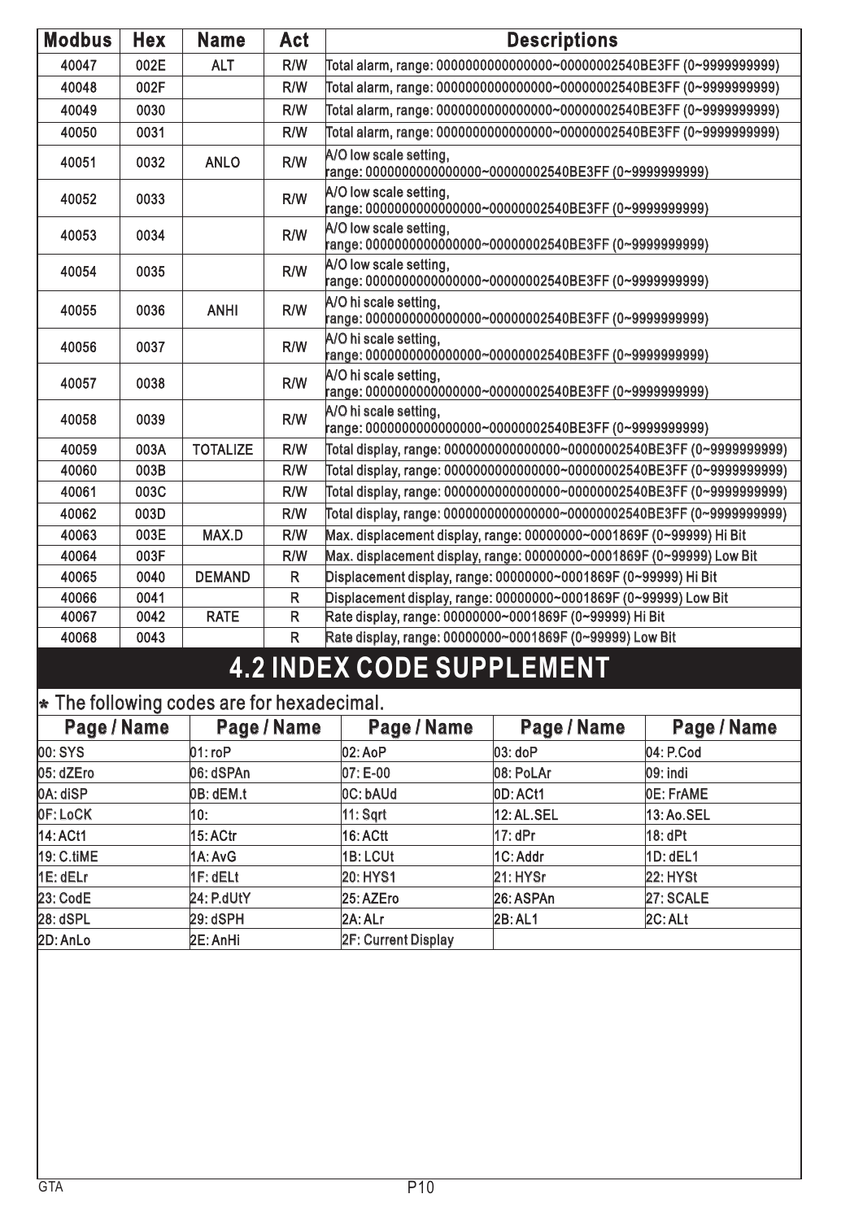| Modbus | Hex | Name | Act | Descriptions |
|---|---|---|---|---|
| 40047 | 002E | ALT | R/W | Total alarm, range: 0000000000000000~00000002540BE3FF (0~9999999999) |
| 40048 | 002F | | R/W | Total alarm, range: 0000000000000000~00000002540BE3FF (0~9999999999) |
| 40049 | 0030 | | R/W | Total alarm, range: 0000000000000000~00000002540BE3FF (0~9999999999) |
| 40050 | 0031 | | R/W | Total alarm, range: 0000000000000000~00000002540BE3FF (0~9999999999) |
| 40051 | 0032 | ANLO | R/W | A/O low scale setting, range: 0000000000000000~00000002540BE3FF (0~9999999999) |
| 40052 | 0033 | | R/W | A/O low scale setting, range: 0000000000000000~00000002540BE3FF (0~9999999999) |
| 40053 | 0034 | | R/W | A/O low scale setting, range: 0000000000000000~00000002540BE3FF (0~9999999999) |
| 40054 | 0035 | | R/W | A/O low scale setting, range: 0000000000000000~00000002540BE3FF (0~9999999999) |
| 40055 | 0036 | ANHI | R/W | A/O hi scale setting, range: 0000000000000000~00000002540BE3FF (0~9999999999) |
| 40056 | 0037 | | R/W | A/O hi scale setting, range: 0000000000000000~00000002540BE3FF (0~9999999999) |
| 40057 | 0038 | | R/W | A/O hi scale setting, range: 0000000000000000~00000002540BE3FF (0~9999999999) |
| 40058 | 0039 | | R/W | A/O hi scale setting, range: 0000000000000000~00000002540BE3FF (0~9999999999) |
| 40059 | 003A | TOTALIZE | R/W | Total display, range: 0000000000000000~00000002540BE3FF (0~9999999999) |
| 40060 | 003B | | R/W | Total display, range: 0000000000000000~00000002540BE3FF (0~9999999999) |
| 40061 | 003C | | R/W | Total display, range: 0000000000000000~00000002540BE3FF (0~9999999999) |
| 40062 | 003D | | R/W | Total display, range: 0000000000000000~00000002540BE3FF (0~9999999999) |
| 40063 | 003E | MAX.D | R/W | Max. displacement display, range: 00000000~0001869F (0~99999) Hi Bit |
| 40064 | 003F | | R/W | Max. displacement display, range: 00000000~0001869F (0~99999) Low Bit |
| 40065 | 0040 | DEMAND | R | Displacement display, range: 00000000~0001869F (0~99999) Hi Bit |
| 40066 | 0041 | | R | Displacement display, range: 00000000~0001869F (0~99999) Low Bit |
| 40067 | 0042 | RATE | R | Rate display, range: 00000000~0001869F (0~99999) Hi Bit |
| 40068 | 0043 | | R | Rate display, range: 00000000~0001869F (0~99999) Low Bit |

# 4.2 INDEX CODE SUPPLEMENT

* The following codes are for hexadecimal.

| Page / Name | Page / Name | Page / Name | Page / Name | Page / Name |
|---|---|---|---|---|
| 00: SYS | 01: roP | 02: AoP | 03: doP | 04: P.Cod |
| 05: dZEro | 06: dSPAn | 07: E-00 | 08: PoLAr | 09: indi |
| 0A: diSP | 0B: dEM.t | 0C: bAUd | 0D: ACt1 | 0E: FrAME |
| 0F: LoCK | 10: | 11: Sqrt | 12: AL.SEL | 13: Ao.SEL |
| 14: ACt1 | 15: ACtr | 16: ACtt | 17: dPr | 18: dPt |
| 19: C.tiME | 1A: AvG | 1B: LCUt | 1C: Addr | 1D: dEL1 |
| 1E: dELr | 1F: dELt | 20: HYS1 | 21: HYSr | 22: HYSt |
| 23: CodE | 24: P.dUtY | 25: AZEro | 26: ASPAn | 27: SCALE |
| 28: dSPL | 29: dSPH | 2A: ALr | 2B: AL1 | 2C: ALt |
| 2D: AnLo | 2E: AnHi | 2F: Current Display | | |